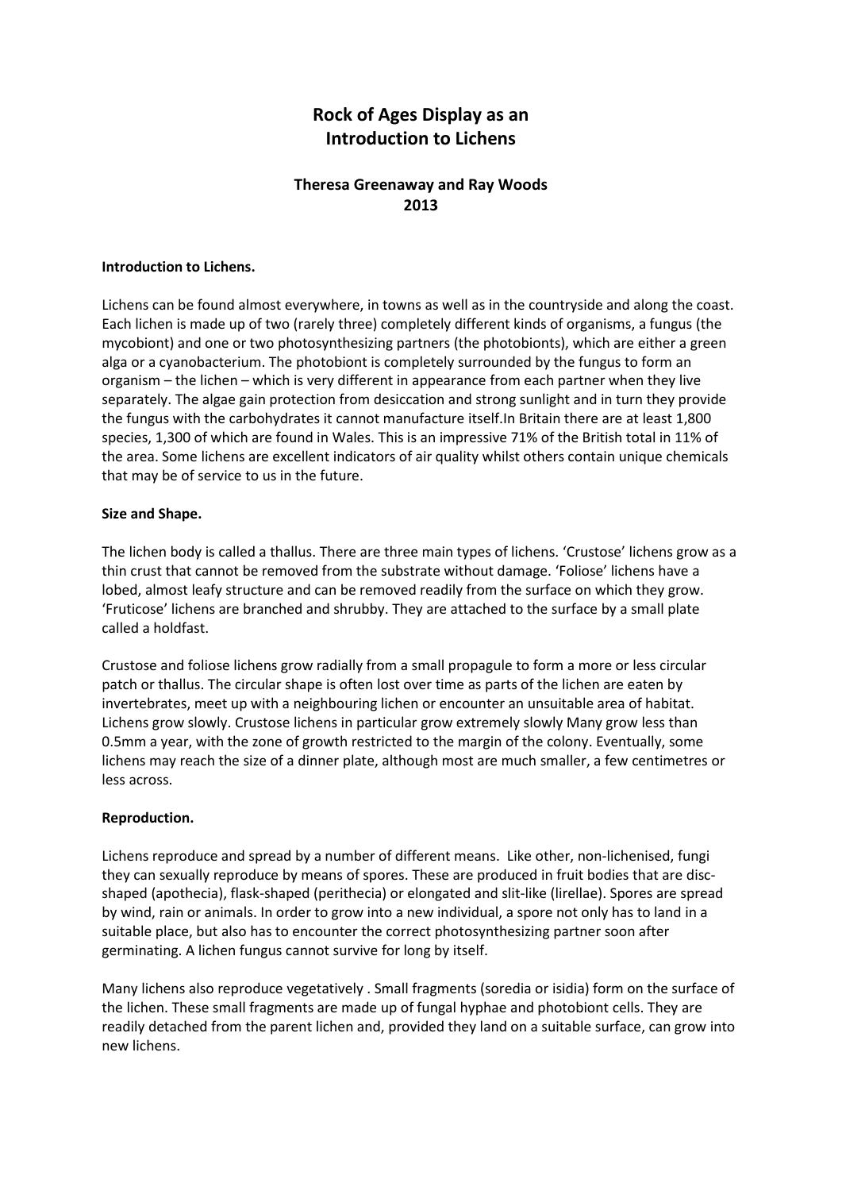# Rock of Ages Display as an Introduction to Lichens

### Theresa Greenaway and Ray Woods
### 2013

**Introduction to Lichens.**

Lichens can be found almost everywhere, in towns as well as in the countryside and along the coast. Each lichen is made up of two (rarely three) completely different kinds of organisms, a fungus (the mycobiont) and one or two photosynthesizing partners (the photobionts), which are either a green alga or a cyanobacterium. The photobiont is completely surrounded by the fungus to form an organism – the lichen – which is very different in appearance from each partner when they live separately. The algae gain protection from desiccation and strong sunlight and in turn they provide the fungus with the carbohydrates it cannot manufacture itself.In Britain there are at least 1,800 species, 1,300 of which are found in Wales. This is an impressive 71% of the British total in 11% of the area. Some lichens are excellent indicators of air quality whilst others contain unique chemicals that may be of service to us in the future.

**Size and Shape.**

The lichen body is called a thallus. There are three main types of lichens. 'Crustose' lichens grow as a thin crust that cannot be removed from the substrate without damage. 'Foliose' lichens have a lobed, almost leafy structure and can be removed readily from the surface on which they grow. 'Fruticose' lichens are branched and shrubby. They are attached to the surface by a small plate called a holdfast.

Crustose and foliose lichens grow radially from a small propagule to form a more or less circular patch or thallus. The circular shape is often lost over time as parts of the lichen are eaten by invertebrates, meet up with a neighbouring lichen or encounter an unsuitable area of habitat. Lichens grow slowly. Crustose lichens in particular grow extremely slowly Many grow less than 0.5mm a year, with the zone of growth restricted to the margin of the colony. Eventually, some lichens may reach the size of a dinner plate, although most are much smaller, a few centimetres or less across.

**Reproduction.**

Lichens reproduce and spread by a number of different means. Like other, non-lichenised, fungi they can sexually reproduce by means of spores. These are produced in fruit bodies that are disc-shaped (apothecia), flask-shaped (perithecia) or elongated and slit-like (lirellae). Spores are spread by wind, rain or animals. In order to grow into a new individual, a spore not only has to land in a suitable place, but also has to encounter the correct photosynthesizing partner soon after germinating. A lichen fungus cannot survive for long by itself.

Many lichens also reproduce vegetatively . Small fragments (soredia or isidia) form on the surface of the lichen. These small fragments are made up of fungal hyphae and photobiont cells. They are readily detached from the parent lichen and, provided they land on a suitable surface, can grow into new lichens.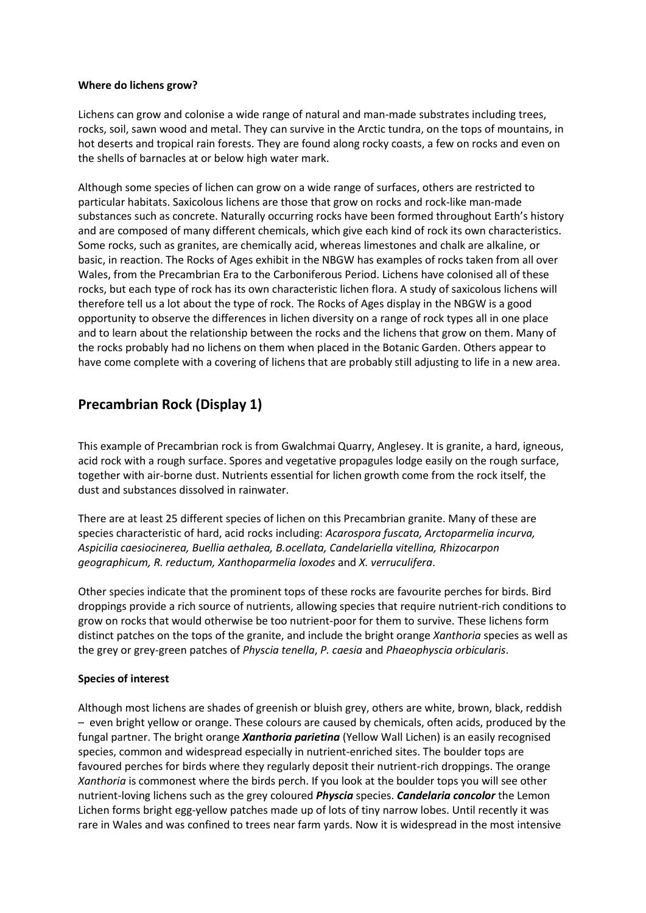**Where do lichens grow?**

Lichens can grow and colonise a wide range of natural and man-made substrates including trees, rocks, soil, sawn wood and metal. They can survive in the Arctic tundra, on the tops of mountains, in hot deserts and tropical rain forests. They are found along rocky coasts, a few on rocks and even on the shells of barnacles at or below high water mark.

Although some species of lichen can grow on a wide range of surfaces, others are restricted to particular habitats. Saxicolous lichens are those that grow on rocks and rock-like man-made substances such as concrete. Naturally occurring rocks have been formed throughout Earth's history and are composed of many different chemicals, which give each kind of rock its own characteristics. Some rocks, such as granites, are chemically acid, whereas limestones and chalk are alkaline, or basic, in reaction. The Rocks of Ages exhibit in the NBGW has examples of rocks taken from all over Wales, from the Precambrian Era to the Carboniferous Period. Lichens have colonised all of these rocks, but each type of rock has its own characteristic lichen flora. A study of saxicolous lichens will therefore tell us a lot about the type of rock. The Rocks of Ages display in the NBGW is a good opportunity to observe the differences in lichen diversity on a range of rock types all in one place and to learn about the relationship between the rocks and the lichens that grow on them. Many of the rocks probably had no lichens on them when placed in the Botanic Garden. Others appear to have come complete with a covering of lichens that are probably still adjusting to life in a new area.

## Precambrian Rock (Display 1)

This example of Precambrian rock is from Gwalchmai Quarry, Anglesey. It is granite, a hard, igneous, acid rock with a rough surface. Spores and vegetative propagules lodge easily on the rough surface, together with air-borne dust. Nutrients essential for lichen growth come from the rock itself, the dust and substances dissolved in rainwater.

There are at least 25 different species of lichen on this Precambrian granite. Many of these are species characteristic of hard, acid rocks including: *Acarospora fuscata, Arctoparmelia incurva, Aspicilia caesiocinerea, Buellia aethalea, B.ocellata, Candelariella vitellina, Rhizocarpon geographicum, R. reductum, Xanthoparmelia loxodes* and *X. verruculifera*.

Other species indicate that the prominent tops of these rocks are favourite perches for birds. Bird droppings provide a rich source of nutrients, allowing species that require nutrient-rich conditions to grow on rocks that would otherwise be too nutrient-poor for them to survive. These lichens form distinct patches on the tops of the granite, and include the bright orange *Xanthoria* species as well as the grey or grey-green patches of *Physcia tenella*, *P. caesia* and *Phaeophyscia orbicularis*.

**Species of interest**

Although most lichens are shades of greenish or bluish grey, others are white, brown, black, reddish – even bright yellow or orange. These colours are caused by chemicals, often acids, produced by the fungal partner. The bright orange ***Xanthoria parietina*** (Yellow Wall Lichen) is an easily recognised species, common and widespread especially in nutrient-enriched sites. The boulder tops are favoured perches for birds where they regularly deposit their nutrient-rich droppings. The orange *Xanthoria* is commonest where the birds perch. If you look at the boulder tops you will see other nutrient-loving lichens such as the grey coloured ***Physcia*** species. ***Candelaria concolor*** the Lemon Lichen forms bright egg-yellow patches made up of lots of tiny narrow lobes. Until recently it was rare in Wales and was confined to trees near farm yards. Now it is widespread in the most intensive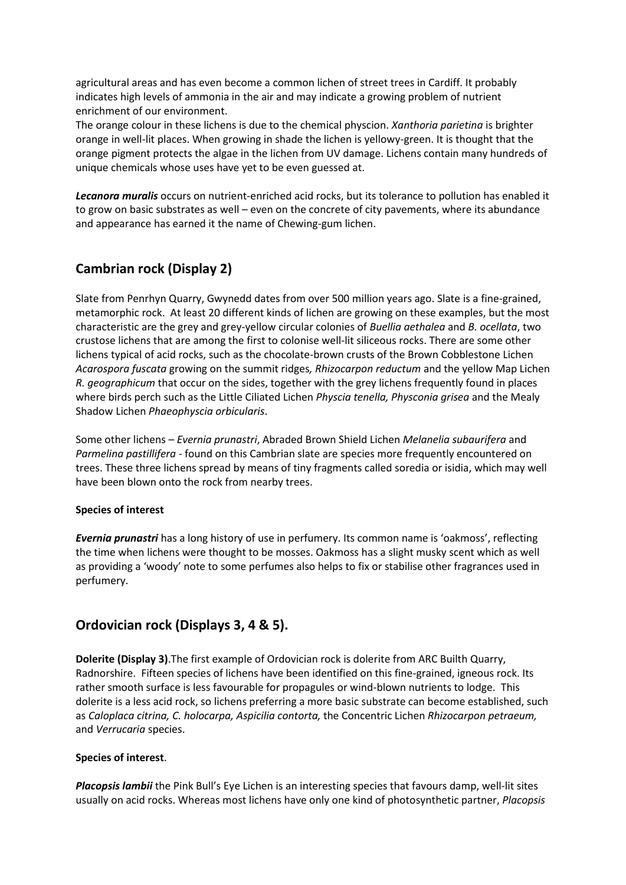agricultural areas and has even become a common lichen of street trees in Cardiff. It probably indicates high levels of ammonia in the air and may indicate a growing problem of nutrient enrichment of our environment.

The orange colour in these lichens is due to the chemical physcion. *Xanthoria parietina* is brighter orange in well-lit places. When growing in shade the lichen is yellowy-green. It is thought that the orange pigment protects the algae in the lichen from UV damage. Lichens contain many hundreds of unique chemicals whose uses have yet to be even guessed at.

***Lecanora muralis*** occurs on nutrient-enriched acid rocks, but its tolerance to pollution has enabled it to grow on basic substrates as well – even on the concrete of city pavements, where its abundance and appearance has earned it the name of Chewing-gum lichen.

## Cambrian rock (Display 2)

Slate from Penrhyn Quarry, Gwynedd dates from over 500 million years ago. Slate is a fine-grained, metamorphic rock. At least 20 different kinds of lichen are growing on these examples, but the most characteristic are the grey and grey-yellow circular colonies of *Buellia aethalea* and *B. ocellata*, two crustose lichens that are among the first to colonise well-lit siliceous rocks. There are some other lichens typical of acid rocks, such as the chocolate-brown crusts of the Brown Cobblestone Lichen *Acarospora fuscata* growing on the summit ridges*, Rhizocarpon reductum* and the yellow Map Lichen *R. geographicum* that occur on the sides, together with the grey lichens frequently found in places where birds perch such as the Little Ciliated Lichen *Physcia tenella, Physconia grisea* and the Mealy Shadow Lichen *Phaeophyscia orbicularis*.

Some other lichens – *Evernia prunastri*, Abraded Brown Shield Lichen *Melanelia subaurifera* and *Parmelina pastillifera* - found on this Cambrian slate are species more frequently encountered on trees. These three lichens spread by means of tiny fragments called soredia or isidia, which may well have been blown onto the rock from nearby trees.

**Species of interest**

***Evernia prunastri*** has a long history of use in perfumery. Its common name is 'oakmoss', reflecting the time when lichens were thought to be mosses. Oakmoss has a slight musky scent which as well as providing a 'woody' note to some perfumes also helps to fix or stabilise other fragrances used in perfumery.

## Ordovician rock (Displays 3, 4 & 5).

**Dolerite (Display 3)**.The first example of Ordovician rock is dolerite from ARC Builth Quarry, Radnorshire. Fifteen species of lichens have been identified on this fine-grained, igneous rock. Its rather smooth surface is less favourable for propagules or wind-blown nutrients to lodge. This dolerite is a less acid rock, so lichens preferring a more basic substrate can become established, such as *Caloplaca citrina, C. holocarpa, Aspicilia contorta,* the Concentric Lichen *Rhizocarpon petraeum,* and *Verrucaria* species.

**Species of interest**.

***Placopsis lambii*** the Pink Bull's Eye Lichen is an interesting species that favours damp, well-lit sites usually on acid rocks. Whereas most lichens have only one kind of photosynthetic partner, *Placopsis*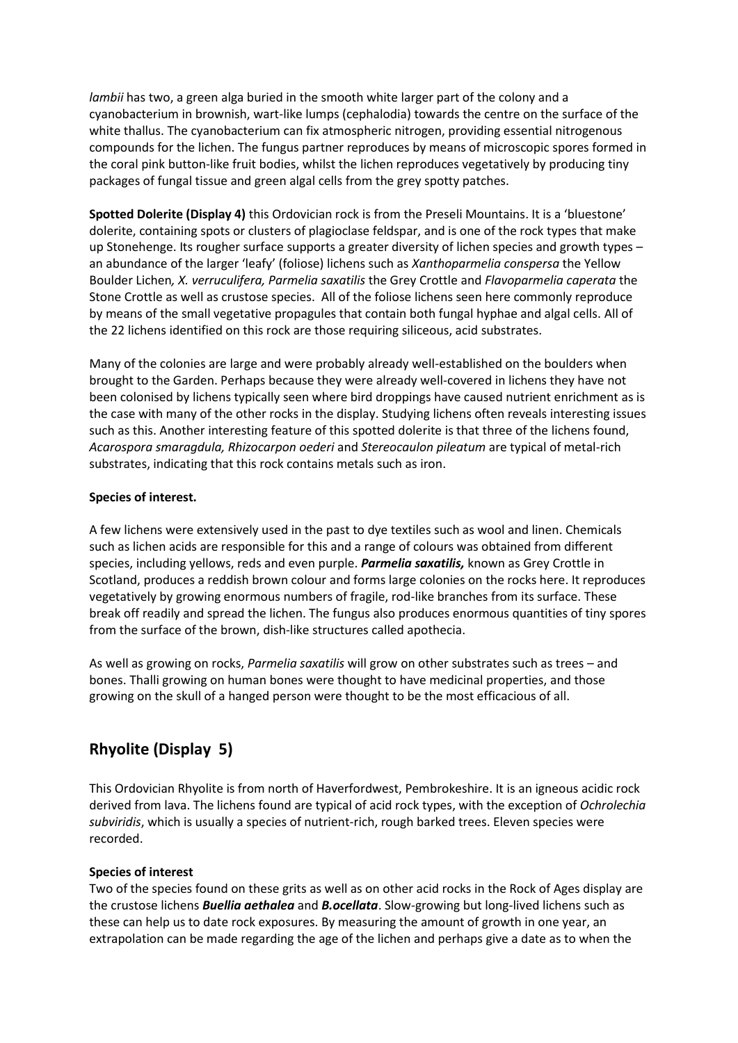*lambii* has two, a green alga buried in the smooth white larger part of the colony and a cyanobacterium in brownish, wart-like lumps (cephalodia) towards the centre on the surface of the white thallus. The cyanobacterium can fix atmospheric nitrogen, providing essential nitrogenous compounds for the lichen. The fungus partner reproduces by means of microscopic spores formed in the coral pink button-like fruit bodies, whilst the lichen reproduces vegetatively by producing tiny packages of fungal tissue and green algal cells from the grey spotty patches.

**Spotted Dolerite (Display 4)** this Ordovician rock is from the Preseli Mountains. It is a 'bluestone' dolerite, containing spots or clusters of plagioclase feldspar, and is one of the rock types that make up Stonehenge. Its rougher surface supports a greater diversity of lichen species and growth types – an abundance of the larger 'leafy' (foliose) lichens such as *Xanthoparmelia conspersa* the Yellow Boulder Lichen*, X. verruculifera, Parmelia saxatilis* the Grey Crottle and *Flavoparmelia caperata* the Stone Crottle as well as crustose species. All of the foliose lichens seen here commonly reproduce by means of the small vegetative propagules that contain both fungal hyphae and algal cells. All of the 22 lichens identified on this rock are those requiring siliceous, acid substrates.

Many of the colonies are large and were probably already well-established on the boulders when brought to the Garden. Perhaps because they were already well-covered in lichens they have not been colonised by lichens typically seen where bird droppings have caused nutrient enrichment as is the case with many of the other rocks in the display. Studying lichens often reveals interesting issues such as this. Another interesting feature of this spotted dolerite is that three of the lichens found, *Acarospora smaragdula, Rhizocarpon oederi* and *Stereocaulon pileatum* are typical of metal-rich substrates, indicating that this rock contains metals such as iron.

**Species of interest.**

A few lichens were extensively used in the past to dye textiles such as wool and linen. Chemicals such as lichen acids are responsible for this and a range of colours was obtained from different species, including yellows, reds and even purple. ***Parmelia saxatilis,*** known as Grey Crottle in Scotland, produces a reddish brown colour and forms large colonies on the rocks here. It reproduces vegetatively by growing enormous numbers of fragile, rod-like branches from its surface. These break off readily and spread the lichen. The fungus also produces enormous quantities of tiny spores from the surface of the brown, dish-like structures called apothecia.

As well as growing on rocks, *Parmelia saxatilis* will grow on other substrates such as trees – and bones. Thalli growing on human bones were thought to have medicinal properties, and those growing on the skull of a hanged person were thought to be the most efficacious of all.

## Rhyolite (Display 5)

This Ordovician Rhyolite is from north of Haverfordwest, Pembrokeshire. It is an igneous acidic rock derived from lava. The lichens found are typical of acid rock types, with the exception of *Ochrolechia subviridis*, which is usually a species of nutrient-rich, rough barked trees. Eleven species were recorded.

**Species of interest**

Two of the species found on these grits as well as on other acid rocks in the Rock of Ages display are the crustose lichens ***Buellia aethalea*** and ***B.ocellata***. Slow-growing but long-lived lichens such as these can help us to date rock exposures. By measuring the amount of growth in one year, an extrapolation can be made regarding the age of the lichen and perhaps give a date as to when the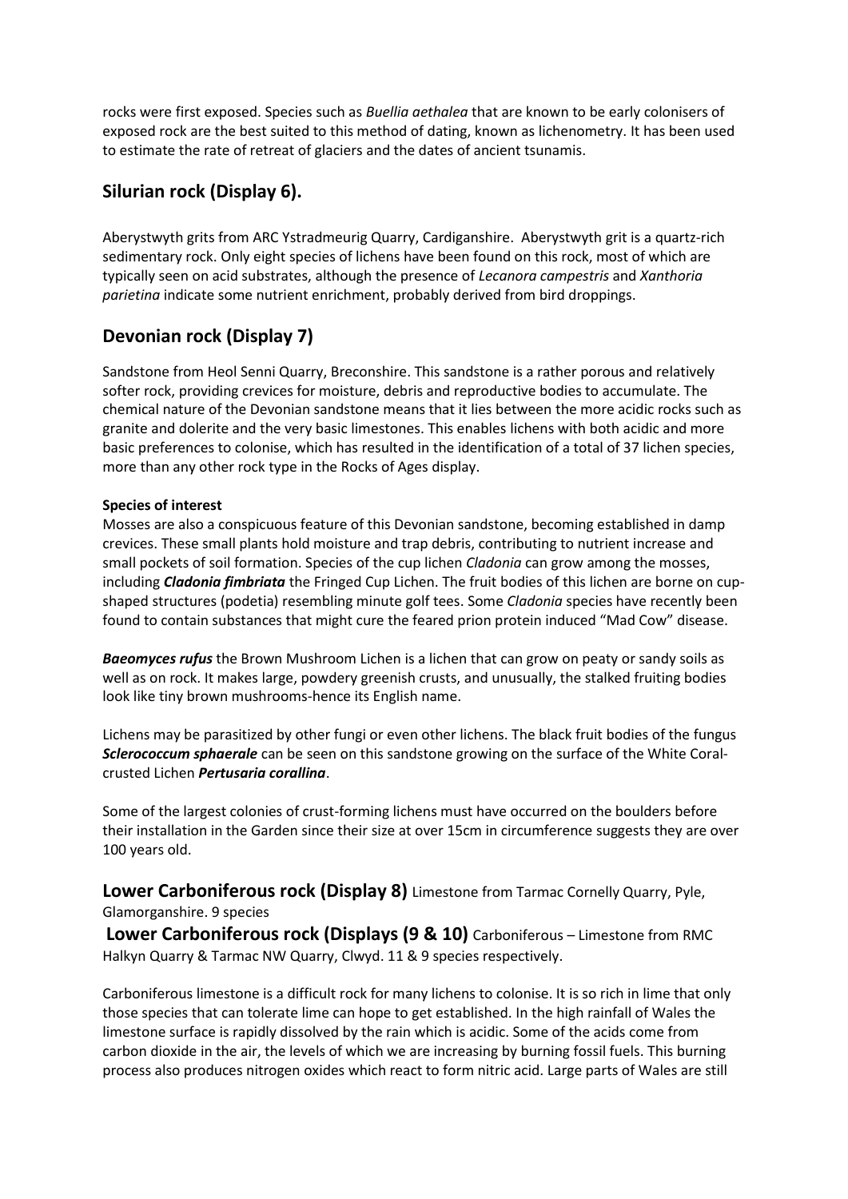rocks were first exposed. Species such as *Buellia aethalea* that are known to be early colonisers of exposed rock are the best suited to this method of dating, known as lichenometry. It has been used to estimate the rate of retreat of glaciers and the dates of ancient tsunamis.

## Silurian rock (Display 6).

Aberystwyth grits from ARC Ystradmeurig Quarry, Cardiganshire. Aberystwyth grit is a quartz-rich sedimentary rock. Only eight species of lichens have been found on this rock, most of which are typically seen on acid substrates, although the presence of *Lecanora campestris* and *Xanthoria parietina* indicate some nutrient enrichment, probably derived from bird droppings.

## Devonian rock (Display 7)

Sandstone from Heol Senni Quarry, Breconshire. This sandstone is a rather porous and relatively softer rock, providing crevices for moisture, debris and reproductive bodies to accumulate. The chemical nature of the Devonian sandstone means that it lies between the more acidic rocks such as granite and dolerite and the very basic limestones. This enables lichens with both acidic and more basic preferences to colonise, which has resulted in the identification of a total of 37 lichen species, more than any other rock type in the Rocks of Ages display.

**Species of interest**

Mosses are also a conspicuous feature of this Devonian sandstone, becoming established in damp crevices. These small plants hold moisture and trap debris, contributing to nutrient increase and small pockets of soil formation. Species of the cup lichen *Cladonia* can grow among the mosses, including ***Cladonia fimbriata*** the Fringed Cup Lichen. The fruit bodies of this lichen are borne on cup-shaped structures (podetia) resembling minute golf tees. Some *Cladonia* species have recently been found to contain substances that might cure the feared prion protein induced "Mad Cow" disease.

***Baeomyces rufus*** the Brown Mushroom Lichen is a lichen that can grow on peaty or sandy soils as well as on rock. It makes large, powdery greenish crusts, and unusually, the stalked fruiting bodies look like tiny brown mushrooms-hence its English name.

Lichens may be parasitized by other fungi or even other lichens. The black fruit bodies of the fungus ***Sclerococcum sphaerale*** can be seen on this sandstone growing on the surface of the White Coral-crusted Lichen ***Pertusaria corallina***.

Some of the largest colonies of crust-forming lichens must have occurred on the boulders before their installation in the Garden since their size at over 15cm in circumference suggests they are over 100 years old.

**Lower Carboniferous rock (Display 8)** Limestone from Tarmac Cornelly Quarry, Pyle, Glamorganshire. 9 species

**Lower Carboniferous rock (Displays (9 & 10)** Carboniferous – Limestone from RMC Halkyn Quarry & Tarmac NW Quarry, Clwyd. 11 & 9 species respectively.

Carboniferous limestone is a difficult rock for many lichens to colonise. It is so rich in lime that only those species that can tolerate lime can hope to get established. In the high rainfall of Wales the limestone surface is rapidly dissolved by the rain which is acidic. Some of the acids come from carbon dioxide in the air, the levels of which we are increasing by burning fossil fuels. This burning process also produces nitrogen oxides which react to form nitric acid. Large parts of Wales are still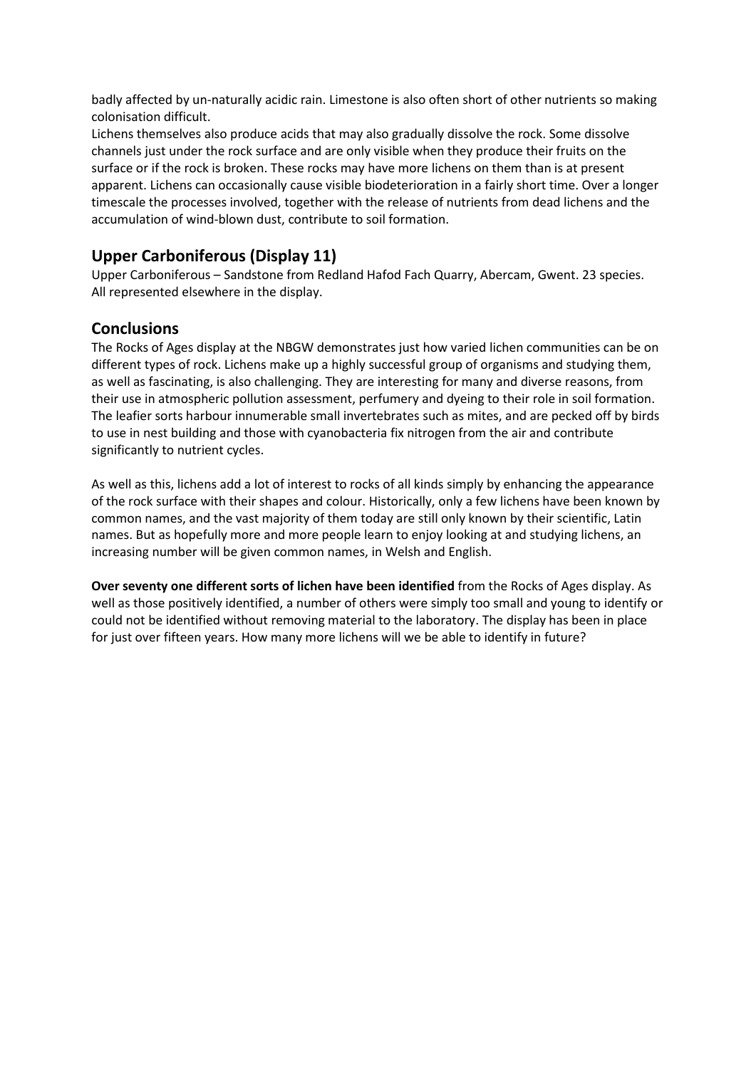badly affected by un-naturally acidic rain. Limestone is also often short of other nutrients so making colonisation difficult.
Lichens themselves also produce acids that may also gradually dissolve the rock. Some dissolve channels just under the rock surface and are only visible when they produce their fruits on the surface or if the rock is broken. These rocks may have more lichens on them than is at present apparent. Lichens can occasionally cause visible biodeterioration in a fairly short time. Over a longer timescale the processes involved, together with the release of nutrients from dead lichens and the accumulation of wind-blown dust, contribute to soil formation.

## Upper Carboniferous (Display 11)

Upper Carboniferous – Sandstone from Redland Hafod Fach Quarry, Abercam, Gwent. 23 species. All represented elsewhere in the display.

## Conclusions

The Rocks of Ages display at the NBGW demonstrates just how varied lichen communities can be on different types of rock. Lichens make up a highly successful group of organisms and studying them, as well as fascinating, is also challenging. They are interesting for many and diverse reasons, from their use in atmospheric pollution assessment, perfumery and dyeing to their role in soil formation. The leafier sorts harbour innumerable small invertebrates such as mites, and are pecked off by birds to use in nest building and those with cyanobacteria fix nitrogen from the air and contribute significantly to nutrient cycles.

As well as this, lichens add a lot of interest to rocks of all kinds simply by enhancing the appearance of the rock surface with their shapes and colour. Historically, only a few lichens have been known by common names, and the vast majority of them today are still only known by their scientific, Latin names. But as hopefully more and more people learn to enjoy looking at and studying lichens, an increasing number will be given common names, in Welsh and English.

**Over seventy one different sorts of lichen have been identified** from the Rocks of Ages display. As well as those positively identified, a number of others were simply too small and young to identify or could not be identified without removing material to the laboratory. The display has been in place for just over fifteen years. How many more lichens will we be able to identify in future?